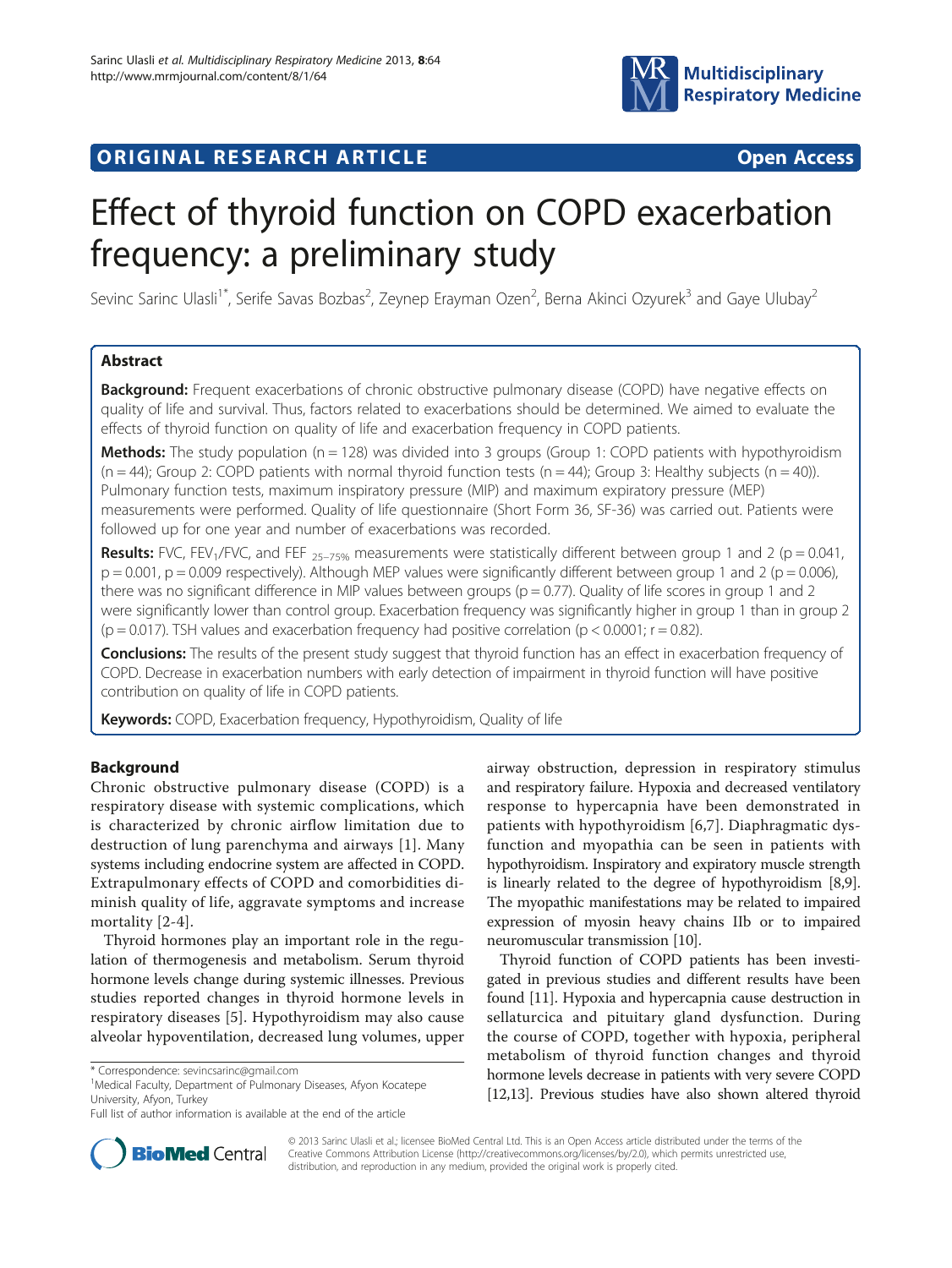ORIGINAL RESEARCH ARTICLE

Open Access

# Effect of thyroid function on COPD exacerbation frequency: a preliminary study

Sevinc Sarinc Ulasli[1*], Serife Savas Bozbas[2], Zeynep Erayman Ozen[2], Berna Akinci Ozyurek[3] and Gaye Ulubay[2]

## Abstract

**Background:** Frequent exacerbations of chronic obstructive pulmonary disease (COPD) have negative effects on quality of life and survival. Thus, factors related to exacerbations should be determined. We aimed to evaluate the effects of thyroid function on quality of life and exacerbation frequency in COPD patients.

**Methods:** The study population (n = 128) was divided into 3 groups (Group 1: COPD patients with hypothyroidism (n = 44); Group 2: COPD patients with normal thyroid function tests (n = 44); Group 3: Healthy subjects (n = 40)). Pulmonary function tests, maximum inspiratory pressure (MIP) and maximum expiratory pressure (MEP) measurements were performed. Quality of life questionnaire (Short Form 36, SF-36) was carried out. Patients were followed up for one year and number of exacerbations was recorded.

**Results:** FVC, $FEV_1$/FVC, and $FEF_{25-75\%}$ measurements were statistically different between group 1 and 2 (p = 0.041, p = 0.001, p = 0.009 respectively). Although MEP values were significantly different between group 1 and 2 (p = 0.006), there was no significant difference in MIP values between groups (p = 0.77). Quality of life scores in group 1 and 2 were significantly lower than control group. Exacerbation frequency was significantly higher in group 1 than in group 2 (p = 0.017). TSH values and exacerbation frequency had positive correlation (p < 0.0001; r = 0.82).

**Conclusions:** The results of the present study suggest that thyroid function has an effect in exacerbation frequency of COPD. Decrease in exacerbation numbers with early detection of impairment in thyroid function will have positive contribution on quality of life in COPD patients.

**Keywords:** COPD, Exacerbation frequency, Hypothyroidism, Quality of life

## Background

Chronic obstructive pulmonary disease (COPD) is a respiratory disease with systemic complications, which is characterized by chronic airflow limitation due to destruction of lung parenchyma and airways [1]. Many systems including endocrine system are affected in COPD. Extrapulmonary effects of COPD and comorbidities diminish quality of life, aggravate symptoms and increase mortality [2-4].

Thyroid hormones play an important role in the regulation of thermogenesis and metabolism. Serum thyroid hormone levels change during systemic illnesses. Previous studies reported changes in thyroid hormone levels in respiratory diseases [5]. Hypothyroidism may also cause alveolar hypoventilation, decreased lung volumes, upper airway obstruction, depression in respiratory stimulus and respiratory failure. Hypoxia and decreased ventilatory response to hypercapnia have been demonstrated in patients with hypothyroidism [6,7]. Diaphragmatic dysfunction and myopathia can be seen in patients with hypothyroidism. Inspiratory and expiratory muscle strength is linearly related to the degree of hypothyroidism [8,9]. The myopathic manifestations may be related to impaired expression of myosin heavy chains IIb or to impaired neuromuscular transmission [10].

Thyroid function of COPD patients has been investigated in previous studies and different results have been found [11]. Hypoxia and hypercapnia cause destruction in sellaturcica and pituitary gland dysfunction. During the course of COPD, together with hypoxia, peripheral metabolism of thyroid function changes and thyroid hormone levels decrease in patients with very severe COPD [12,13]. Previous studies have also shown altered thyroid

\* Correspondence: sevincsarinc@gmail.com
[1]Medical Faculty, Department of Pulmonary Diseases, Afyon Kocatepe University, Afyon, Turkey
Full list of author information is available at the end of the article

© 2013 Sarinc Ulasli et al.; licensee BioMed Central Ltd. This is an Open Access article distributed under the terms of the Creative Commons Attribution License (http://creativecommons.org/licenses/by/2.0), which permits unrestricted use, distribution, and reproduction in any medium, provided the original work is properly cited.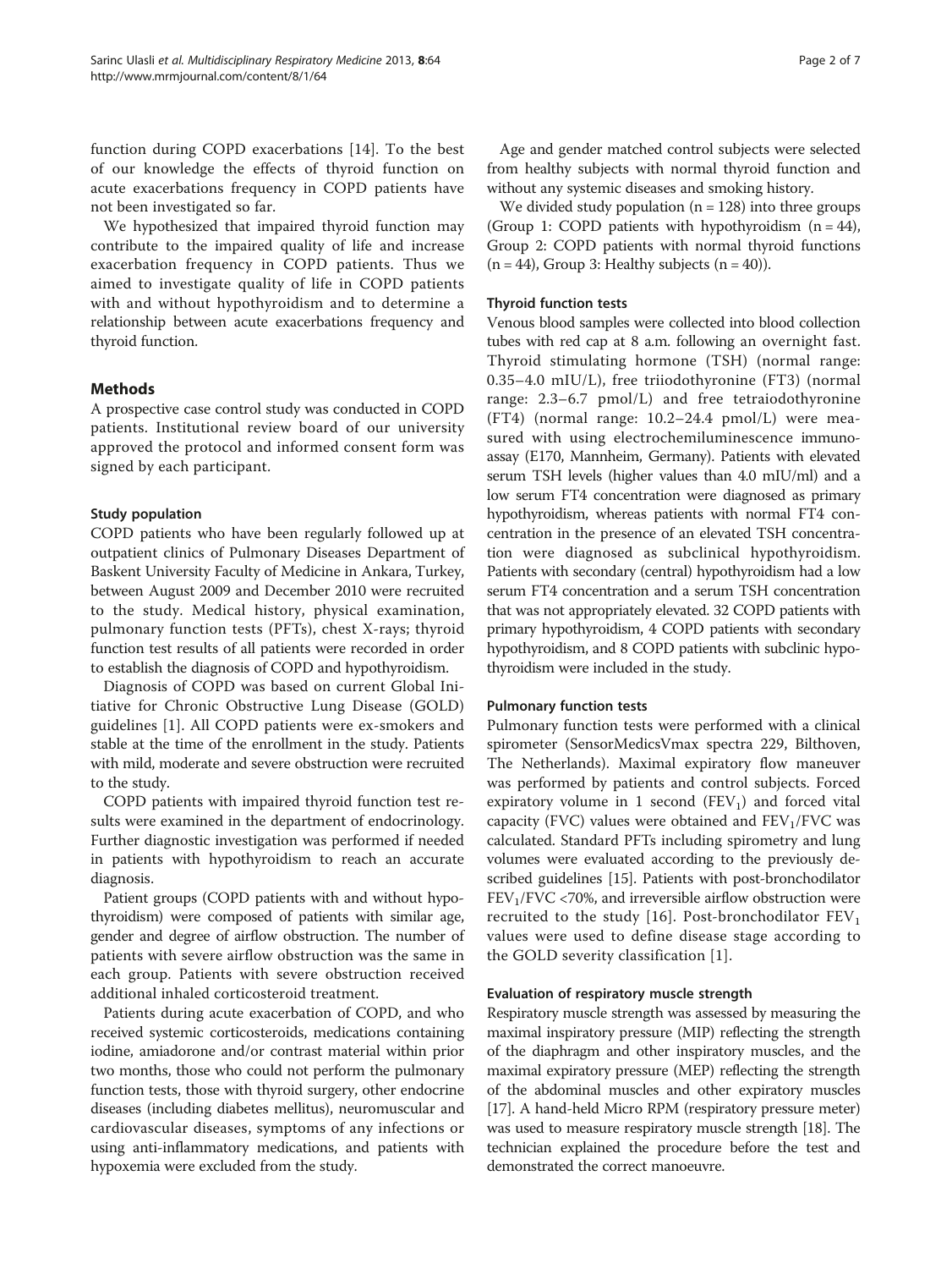function during COPD exacerbations [14]. To the best of our knowledge the effects of thyroid function on acute exacerbations frequency in COPD patients have not been investigated so far.

We hypothesized that impaired thyroid function may contribute to the impaired quality of life and increase exacerbation frequency in COPD patients. Thus we aimed to investigate quality of life in COPD patients with and without hypothyroidism and to determine a relationship between acute exacerbations frequency and thyroid function.

## Methods

A prospective case control study was conducted in COPD patients. Institutional review board of our university approved the protocol and informed consent form was signed by each participant.

### Study population

COPD patients who have been regularly followed up at outpatient clinics of Pulmonary Diseases Department of Baskent University Faculty of Medicine in Ankara, Turkey, between August 2009 and December 2010 were recruited to the study. Medical history, physical examination, pulmonary function tests (PFTs), chest X-rays; thyroid function test results of all patients were recorded in order to establish the diagnosis of COPD and hypothyroidism.

Diagnosis of COPD was based on current Global Initiative for Chronic Obstructive Lung Disease (GOLD) guidelines [1]. All COPD patients were ex-smokers and stable at the time of the enrollment in the study. Patients with mild, moderate and severe obstruction were recruited to the study.

COPD patients with impaired thyroid function test results were examined in the department of endocrinology. Further diagnostic investigation was performed if needed in patients with hypothyroidism to reach an accurate diagnosis.

Patient groups (COPD patients with and without hypothyroidism) were composed of patients with similar age, gender and degree of airflow obstruction. The number of patients with severe airflow obstruction was the same in each group. Patients with severe obstruction received additional inhaled corticosteroid treatment.

Patients during acute exacerbation of COPD, and who received systemic corticosteroids, medications containing iodine, amiadorone and/or contrast material within prior two months, those who could not perform the pulmonary function tests, those with thyroid surgery, other endocrine diseases (including diabetes mellitus), neuromuscular and cardiovascular diseases, symptoms of any infections or using anti-inflammatory medications, and patients with hypoxemia were excluded from the study.

Age and gender matched control subjects were selected from healthy subjects with normal thyroid function and without any systemic diseases and smoking history.

We divided study population (n = 128) into three groups (Group 1: COPD patients with hypothyroidism (n = 44), Group 2: COPD patients with normal thyroid functions (n = 44), Group 3: Healthy subjects (n = 40)).

### Thyroid function tests

Venous blood samples were collected into blood collection tubes with red cap at 8 a.m. following an overnight fast. Thyroid stimulating hormone (TSH) (normal range: 0.35–4.0 mIU/L), free triiodothyronine (FT3) (normal range: 2.3–6.7 pmol/L) and free tetraiodothyronine (FT4) (normal range: 10.2–24.4 pmol/L) were measured with using electrochemiluminescence immunoassay (E170, Mannheim, Germany). Patients with elevated serum TSH levels (higher values than 4.0 mIU/ml) and a low serum FT4 concentration were diagnosed as primary hypothyroidism, whereas patients with normal FT4 concentration in the presence of an elevated TSH concentration were diagnosed as subclinical hypothyroidism. Patients with secondary (central) hypothyroidism had a low serum FT4 concentration and a serum TSH concentration that was not appropriately elevated. 32 COPD patients with primary hypothyroidism, 4 COPD patients with secondary hypothyroidism, and 8 COPD patients with subclinic hypothyroidism were included in the study.

### Pulmonary function tests

Pulmonary function tests were performed with a clinical spirometer (SensorMedicsVmax spectra 229, Bilthoven, The Netherlands). Maximal expiratory flow maneuver was performed by patients and control subjects. Forced expiratory volume in 1 second ($FEV_1$) and forced vital capacity (FVC) values were obtained and $FEV_1$/FVC was calculated. Standard PFTs including spirometry and lung volumes were evaluated according to the previously described guidelines [15]. Patients with post-bronchodilator $FEV_1$/FVC <70%, and irreversible airflow obstruction were recruited to the study [16]. Post-bronchodilator $FEV_1$ values were used to define disease stage according to the GOLD severity classification [1].

### Evaluation of respiratory muscle strength

Respiratory muscle strength was assessed by measuring the maximal inspiratory pressure (MIP) reflecting the strength of the diaphragm and other inspiratory muscles, and the maximal expiratory pressure (MEP) reflecting the strength of the abdominal muscles and other expiratory muscles [17]. A hand-held Micro RPM (respiratory pressure meter) was used to measure respiratory muscle strength [18]. The technician explained the procedure before the test and demonstrated the correct manoeuvre.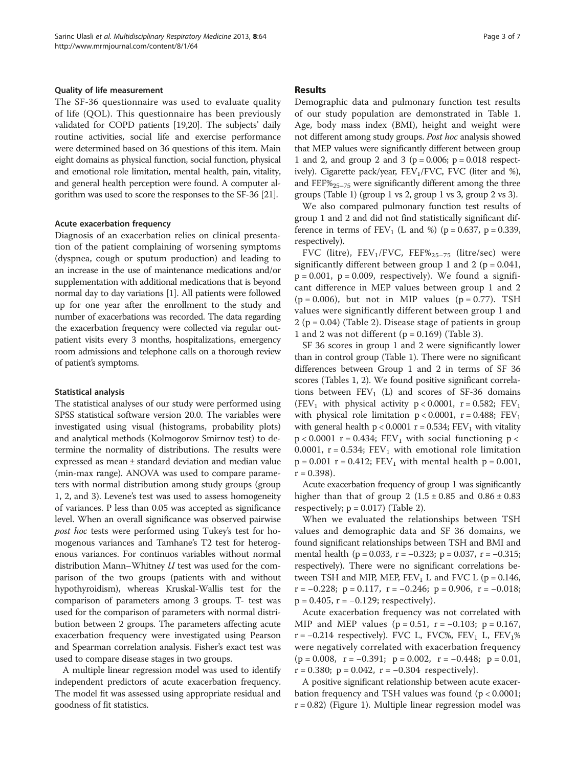### Quality of life measurement

The SF-36 questionnaire was used to evaluate quality of life (QOL). This questionnaire has been previously validated for COPD patients [19,20]. The subjects' daily routine activities, social life and exercise performance were determined based on 36 questions of this item. Main eight domains as physical function, social function, physical and emotional role limitation, mental health, pain, vitality, and general health perception were found. A computer algorithm was used to score the responses to the SF-36 [21].

### Acute exacerbation frequency

Diagnosis of an exacerbation relies on clinical presentation of the patient complaining of worsening symptoms (dyspnea, cough or sputum production) and leading to an increase in the use of maintenance medications and/or supplementation with additional medications that is beyond normal day to day variations [1]. All patients were followed up for one year after the enrollment to the study and number of exacerbations was recorded. The data regarding the exacerbation frequency were collected via regular outpatient visits every 3 months, hospitalizations, emergency room admissions and telephone calls on a thorough review of patient's symptoms.

### Statistical analysis

The statistical analyses of our study were performed using SPSS statistical software version 20.0. The variables were investigated using visual (histograms, probability plots) and analytical methods (Kolmogorov Smirnov test) to determine the normality of distributions. The results were expressed as mean ± standard deviation and median value (min-max range). ANOVA was used to compare parameters with normal distribution among study groups (group 1, 2, and 3). Levene's test was used to assess homogeneity of variances. P less than 0.05 was accepted as significance level. When an overall significance was observed pairwise *post hoc* tests were performed using Tukey's test for homogenous variances and Tamhane's T2 test for heterogenous variances. For continuos variables without normal distribution Mann–Whitney *U* test was used for the comparison of the two groups (patients with and without hypothyroidism), whereas Kruskal-Wallis test for the comparison of parameters among 3 groups. T- test was used for the comparison of parameters with normal distribution between 2 groups. The parameters affecting acute exacerbation frequency were investigated using Pearson and Spearman correlation analysis. Fisher's exact test was used to compare disease stages in two groups.

A multiple linear regression model was used to identify independent predictors of acute exacerbation frequency. The model fit was assessed using appropriate residual and goodness of fit statistics.

## Results

Demographic data and pulmonary function test results of our study population are demonstrated in Table 1. Age, body mass index (BMI), height and weight were not different among study groups. *Post hoc* analysis showed that MEP values were significantly different between group 1 and 2, and group 2 and 3 ($p = 0.006$; $p = 0.018$ respectively). Cigarette pack/year, $FEV_1/FVC$, FVC (liter and %), and $FEF\%_{25-75}$ were significantly different among the three groups (Table 1) (group 1 vs 2, group 1 vs 3, group 2 vs 3).

We also compared pulmonary function test results of group 1 and 2 and did not find statistically significant difference in terms of $FEV_1$ (L and %) ($p = 0.637$, $p = 0.339$, respectively).

FVC (litre), $FEV_1/FVC$, $FEF\%_{25-75}$ (litre/sec) were significantly different between group 1 and 2 ($p = 0.041$, $p = 0.001$, $p = 0.009$, respectively). We found a significant difference in MEP values between group 1 and 2 ($p = 0.006$), but not in MIP values ($p = 0.77$). TSH values were significantly different between group 1 and 2 ($p = 0.04$) (Table 2). Disease stage of patients in group 1 and 2 was not different ($p = 0.169$) (Table 3).

SF 36 scores in group 1 and 2 were significantly lower than in control group (Table 1). There were no significant differences between Group 1 and 2 in terms of SF 36 scores (Tables 1, 2). We found positive significant correlations between $FEV_1$ (L) and scores of SF-36 domains ($FEV_1$ with physical activity $p < 0.0001$, $r = 0.582$; $FEV_1$ with physical role limitation $p < 0.0001$, $r = 0.488$; $FEV_1$ with general health $p < 0.0001$ $r = 0.534$; $FEV_1$ with vitality $p < 0.0001$ $r = 0.434$; $FEV_1$ with social functioning $p < 0.0001$, $r = 0.534$; $FEV_1$ with emotional role limitation $p = 0.001$ $r = 0.412$; $FEV_1$ with mental health $p = 0.001$, $r = 0.398$).

Acute exacerbation frequency of group 1 was significantly higher than that of group 2 ($1.5 \pm 0.85$ and $0.86 \pm 0.83$ respectively; $p = 0.017$) (Table 2).

When we evaluated the relationships between TSH values and demographic data and SF 36 domains, we found significant relationships between TSH and BMI and mental health ($p = 0.033$, $r = -0.323$; $p = 0.037$, $r = -0.315$; respectively). There were no significant correlations between TSH and MIP, MEP, $FEV_1$ L and FVC L ($p = 0.146$, $r = -0.228$; $p = 0.117$, $r = -0.246$; $p = 0.906$, $r = -0.018$; $p = 0.405$, $r = -0.129$; respectively).

Acute exacerbation frequency was not correlated with MIP and MEP values ($p = 0.51$, $r = -0.103$; $p = 0.167$, $r = -0.214$ respectively). FVC L, FVC%, $FEV_1$ L, $FEV_1$% were negatively correlated with exacerbation frequency ($p = 0.008$, $r = -0.391$; $p = 0.002$, $r = -0.448$; $p = 0.01$, $r = 0.380$; $p = 0.042$, $r = -0.304$ respectively).

A positive significant relationship between acute exacerbation frequency and TSH values was found ($p < 0.0001$; $r = 0.82$) (Figure 1). Multiple linear regression model was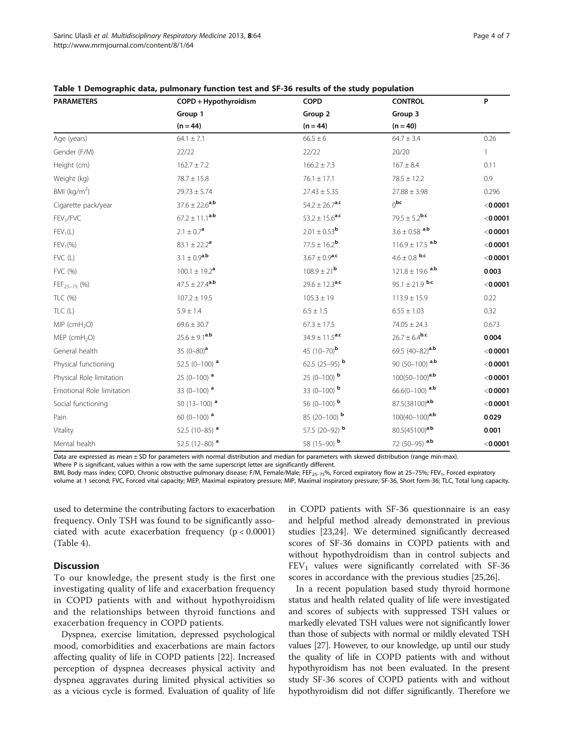**Table 1 Demographic data, pulmonary function test and SF-36 results of the study population**

| PARAMETERS | COPD + Hypothyroidism | COPD | CONTROL | P |
|---|---|---|---|---|
| | Group 1 | Group 2 | Group 3 | |
| | (n = 44) | (n = 44) | (n = 40) | |
| Age (years) | 64.1 ± 7.1 | 66.5 ± 6 | 64.7 ± 3.4 | 0.26 |
| Gender (F/M) | 22/22 | 22/22 | 20/20 | 1 |
| Height (cm) | 162.7 ± 7.2 | 166.2 ± 7.3 | 167 ± 8.4 | 0.11 |
| Weight (kg) | 78.7 ± 15.8 | 76.1 ± 17.1 | 78.5 ± 12.2 | 0.9 |
| BMI ($kg/m^2$) | 29.73 ± 5.74 | 27.43 ± 5.35 | 27.88 ± 3.98 | 0.296 |
| Cigarette pack/year | 37.6 ± 22.6[a,b] | 54.2 ± 26.7[a,c] | 0[bc] | **<0.0001** |
| $FEV_1$/FVC | 67.2 ± 11.1[a,b] | 53.2 ± 15.6[a,c] | 79.5 ± 5.2[b,c] | **<0.0001** |
| $FEV_1$(L) | 2.1 ± 0.7[a] | 2.01 ± 0.53[b] | 3.6 ± 0.58 [a,b] | **<0.0001** |
| $FEV_1$(%) | 83.1 ± 22.2[a] | 77.5 ± 16.2[b] | 116.9 ± 17.5 [a,b] | **<0.0001** |
| FVC (L) | 3.1 ± 0.9[a,b] | 3.67 ± 0.9[a,c] | 4.6 ± 0.8 [b,c] | **<0.0001** |
| FVC (%) | 100.1 ± 19.2[a] | 108.9 ± 21[b] | 121.8 ± 19.6 [a,b] | **0.003** |
| $FEF_{25–75}$ (%) | 47.5 ± 27.4[a,b] | 29.6 ± 12.3[a,c] | 95.1 ± 21.9 [b,c] | **<0.0001** |
| TLC (%) | 107.2 ± 19.5 | 105.3 ± 19 | 113.9 ± 15.9 | 0.22 |
| TLC (L) | 5.9 ± 1.4 | 6.5 ± 1.5 | 6.55 ± 1.03 | 0.32 |
| MIP ($cmH_2O$) | 69.6 ± 30.7 | 67.3 ± 17.5 | 74.05 ± 24.3 | 0.673 |
| MEP ($cmH_2O$) | 25.6 ± 9.1[a,b] | 34.9 ± 11.5[a,c] | 26.7 ± 6.4[b,c] | **0.004** |
| General health | 35 (0–80)[a] | 45 (10–70)[b] | 69.5 (40–82)[a,b] | **<0.0001** |
| Physical functioning | 52.5 (0–100) [a] | 62.5 (25–95) [b] | 90 (50–100) [a,b] | **<0.0001** |
| Physical Role limitation | 25 (0–100) [a] | 25 (0–100) [b] | 100(50–100)[a,b] | **<0.0001** |
| Emotional Role limitation | 33 (0–100) [a] | 33 (0–100) [b] | 66.6(0–100) [a,b] | **<0.0001** |
| Social functioning | 50 (13–100) [a] | 56 (0–100) [b] | 87.5(38100)[a,b] | **<0.0001** |
| Pain | 60 (0–100) [a] | 85 (20–100) [b] | 100(40–100)[a,b] | **0.029** |
| Vitality | 52.5 (10–85) [a] | 57.5 (20–92) [b] | 80.5(45100)[a,b] | **0.001** |
| Mental health | 52.5 (12–80) [a] | 58 (15–90) [b] | 72 (50–95) [a,b] | **<0.0001** |

Data are expressed as mean ± SD for parameters with normal distribution and median for parameters with skewed distribution (range min-max).
Where P is significant, values within a row with the same superscript letter are significantly different.
BMI, Body mass index; COPD, Chronic obstructive pulmonary disease; F/M, Female/Male; $FEF_{25–75}$%, Forced expiratory flow at 25–75%; $FEV_1$, Forced expiratory volume at 1 second; FVC, Forced vital capacity; MEP, Maximal expiratory pressure; MIP, Maximal inspiratory pressure; SF-36, Short form-36; TLC, Total lung capacity.

used to determine the contributing factors to exacerbation frequency. Only TSH was found to be significantly associated with acute exacerbation frequency ($p < 0.0001$) (Table 4).

## Discussion

To our knowledge, the present study is the first one investigating quality of life and exacerbation frequency in COPD patients with and without hypothyroidism and the relationships between thyroid functions and exacerbation frequency in COPD patients.

Dyspnea, exercise limitation, depressed psychological mood, comorbidities and exacerbations are main factors affecting quality of life in COPD patients [22]. Increased perception of dyspnea decreases physical activity and dyspnea aggravates during limited physical activities so as a vicious cycle is formed. Evaluation of quality of life in COPD patients with SF-36 questionnaire is an easy and helpful method already demonstrated in previous studies [23,24]. We determined significantly decreased scores of SF-36 domains in COPD patients with and without hypothydroidism than in control subjects and $FEV_1$ values were significantly correlated with SF-36 scores in accordance with the previous studies [25,26].

In a recent population based study thyroid hormone status and health related quality of life were investigated and scores of subjects with suppressed TSH values or markedly elevated TSH values were not significantly lower than those of subjects with normal or mildly elevated TSH values [27]. However, to our knowledge, up until our study the quality of life in COPD patients with and without hypothyroidism has not been evaluated. In the present study SF-36 scores of COPD patients with and without hypothyroidism did not differ significantly. Therefore we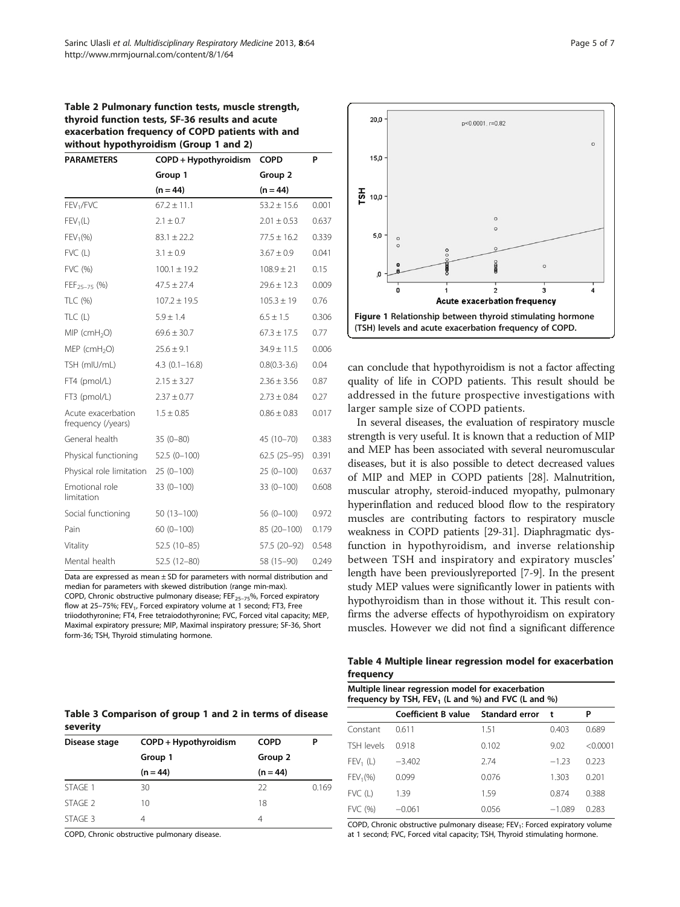**Table 2 Pulmonary function tests, muscle strength, thyroid function tests, SF-36 results and acute exacerbation frequency of COPD patients with and without hypothyroidism (Group 1 and 2)**

| PARAMETERS | COPD + Hypothyroidism | COPD | P |
|---|---|---|---|
| | Group 1 | Group 2 | |
| | (n = 44) | (n = 44) | |
| $FEV_1$/FVC | 67.2 ± 11.1 | 53.2 ± 15.6 | 0.001 |
| $FEV_1$(L) | 2.1 ± 0.7 | 2.01 ± 0.53 | 0.637 |
| $FEV_1$(%) | 83.1 ± 22.2 | 77.5 ± 16.2 | 0.339 |
| FVC (L) | 3.1 ± 0.9 | 3.67 ± 0.9 | 0.041 |
| FVC (%) | 100.1 ± 19.2 | 108.9 ± 21 | 0.15 |
| $FEF_{25–75}$ (%) | 47.5 ± 27.4 | 29.6 ± 12.3 | 0.009 |
| TLC (%) | 107.2 ± 19.5 | 105.3 ± 19 | 0.76 |
| TLC (L) | 5.9 ± 1.4 | 6.5 ± 1.5 | 0.306 |
| MIP ($cmH_2O$) | 69.6 ± 30.7 | 67.3 ± 17.5 | 0.77 |
| MEP ($cmH_2O$) | 25.6 ± 9.1 | 34.9 ± 11.5 | 0.006 |
| TSH (mIU/mL) | 4.3 (0.1–16.8) | 0.8(0.3-3.6) | 0.04 |
| FT4 (pmol/L) | 2.15 ± 3.27 | 2.36 ± 3.56 | 0.87 |
| FT3 (pmol/L) | 2.37 ± 0.77 | 2.73 ± 0.84 | 0.27 |
| Acute exacerbation frequency (/years) | 1.5 ± 0.85 | 0.86 ± 0.83 | 0.017 |
| General health | 35 (0–80) | 45 (10–70) | 0.383 |
| Physical functioning | 52.5 (0–100) | 62.5 (25–95) | 0.391 |
| Physical role limitation | 25 (0–100) | 25 (0–100) | 0.637 |
| Emotional role limitation | 33 (0–100) | 33 (0–100) | 0.608 |
| Social functioning | 50 (13–100) | 56 (0–100) | 0.972 |
| Pain | 60 (0–100) | 85 (20–100) | 0.179 |
| Vitality | 52.5 (10–85) | 57.5 (20–92) | 0.548 |
| Mental health | 52.5 (12–80) | 58 (15–90) | 0.249 |

Data are expressed as mean ± SD for parameters with normal distribution and median for parameters with skewed distribution (range min-max).
COPD, Chronic obstructive pulmonary disease; $FEF_{25–75}$%, Forced expiratory flow at 25–75%; $FEV_1$, Forced expiratory volume at 1 second; FT3, Free triiodothyronine; FT4, Free tetraiodothyronine; FVC, Forced vital capacity; MEP, Maximal expiratory pressure; MIP, Maximal inspiratory pressure; SF-36, Short form-36; TSH, Thyroid stimulating hormone.

**Table 3 Comparison of group 1 and 2 in terms of disease severity**

| Disease stage | COPD + Hypothyroidism | COPD | P |
|---|---|---|---|
| | Group 1 | Group 2 | |
| | (n = 44) | (n = 44) | |
| STAGE 1 | 30 | 22 | 0.169 |
| STAGE 2 | 10 | 18 | |
| STAGE 3 | 4 | 4 | |

COPD, Chronic obstructive pulmonary disease.

**Figure 1** Relationship between thyroid stimulating hormone (TSH) levels and acute exacerbation frequency of COPD.

can conclude that hypothyroidism is not a factor affecting quality of life in COPD patients. This result should be addressed in the future prospective investigations with larger sample size of COPD patients.

In several diseases, the evaluation of respiratory muscle strength is very useful. It is known that a reduction of MIP and MEP has been associated with several neuromuscular diseases, but it is also possible to detect decreased values of MIP and MEP in COPD patients [28]. Malnutrition, muscular atrophy, steroid-induced myopathy, pulmonary hyperinflation and reduced blood flow to the respiratory muscles are contributing factors to respiratory muscle weakness in COPD patients [29-31]. Diaphragmatic dysfunction in hypothyroidism, and inverse relationship between TSH and inspiratory and expiratory muscles' length have been previouslyreported [7-9]. In the present study MEP values were significantly lower in patients with hypothyroidism than in those without it. This result confirms the adverse effects of hypothyroidism on expiratory muscles. However we did not find a significant difference

**Table 4 Multiple linear regression model for exacerbation frequency**

| Multiple linear regression model for exacerbation frequency by TSH, $FEV_1$ (L and %) and FVC (L and %) | | | | |
|---|---|---|---|---|
| | Coefficient B value | Standard error | t | P |
| Constant | 0.611 | 1.51 | 0.403 | 0.689 |
| TSH levels | 0.918 | 0.102 | 9.02 | <0.0001 |
| $FEV_1$ (L) | −3.402 | 2.74 | −1.23 | 0.223 |
| $FEV_1$(%) | 0.099 | 0.076 | 1.303 | 0.201 |
| FVC (L) | 1.39 | 1.59 | 0.874 | 0.388 |
| FVC (%) | −0.061 | 0.056 | −1.089 | 0.283 |

COPD, Chronic obstructive pulmonary disease; $FEV_1$: Forced expiratory volume at 1 second; FVC, Forced vital capacity; TSH, Thyroid stimulating hormone.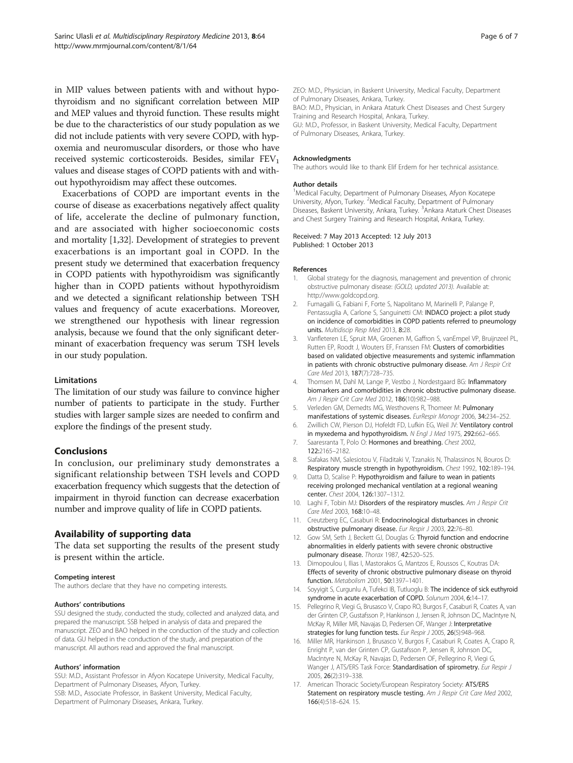in MIP values between patients with and without hypothyroidism and no significant correlation between MIP and MEP values and thyroid function. These results might be due to the characteristics of our study population as we did not include patients with very severe COPD, with hypoxemia and neuromuscular disorders, or those who have received systemic corticosteroids. Besides, similar $FEV_1$ values and disease stages of COPD patients with and without hypothyroidism may affect these outcomes.

Exacerbations of COPD are important events in the course of disease as exacerbations negatively affect quality of life, accelerate the decline of pulmonary function, and are associated with higher socioeconomic costs and mortality [1,32]. Development of strategies to prevent exacerbations is an important goal in COPD. In the present study we determined that exacerbation frequency in COPD patients with hypothyroidism was significantly higher than in COPD patients without hypothyroidism and we detected a significant relationship between TSH values and frequency of acute exacerbations. Moreover, we strengthened our hypothesis with linear regression analysis, because we found that the only significant determinant of exacerbation frequency was serum TSH levels in our study population.

### Limitations

The limitation of our study was failure to convince higher number of patients to participate in the study. Further studies with larger sample sizes are needed to confirm and explore the findings of the present study.

## Conclusions

In conclusion, our preliminary study demonstrates a significant relationship between TSH levels and COPD exacerbation frequency which suggests that the detection of impairment in thyroid function can decrease exacerbation number and improve quality of life in COPD patients.

## Availability of supporting data

The data set supporting the results of the present study is present within the article.

#### Competing interest

The authors declare that they have no competing interests.

#### Authors' contributions

SSU designed the study, conducted the study, collected and analyzed data, and prepared the manuscript. SSB helped in analysis of data and prepared the manuscript. ZEO and BAO helped in the conduction of the study and collection of data. GU helped in the conduction of the study, and preparation of the manuscript. All authors read and approved the final manuscript.

#### Authors' information

SSU: M.D., Assistant Professor in Afyon Kocatepe University, Medical Faculty, Department of Pulmonary Diseases, Afyon, Turkey.
SSB: M.D., Associate Professor, in Baskent University, Medical Faculty, Department of Pulmonary Diseases, Ankara, Turkey.
ZEO: M.D., Physician, in Baskent University, Medical Faculty, Department of Pulmonary Diseases, Ankara, Turkey.
BAO: M.D., Physician, in Ankara Ataturk Chest Diseases and Chest Surgery Training and Research Hospital, Ankara, Turkey.
GU: M.D., Professor, in Baskent University, Medical Faculty, Department of Pulmonary Diseases, Ankara, Turkey.

#### Acknowledgments

The authors would like to thank Elif Erdem for her technical assistance.

#### Author details

[1]Medical Faculty, Department of Pulmonary Diseases, Afyon Kocatepe University, Afyon, Turkey. [2]Medical Faculty, Department of Pulmonary Diseases, Baskent University, Ankara, Turkey. [3]Ankara Ataturk Chest Diseases and Chest Surgery Training and Research Hospital, Ankara, Turkey.

Received: 7 May 2013 Accepted: 12 July 2013
Published: 1 October 2013

#### References

1. Global strategy for the diagnosis, management and prevention of chronic obstructive pulmonary disease: *(GOLD, updated 2013)*. Available at: http://www.goldcopd.org.
2. Fumagalli G, Fabiani F, Forte S, Napolitano M, Marinelli P, Palange P, Pentassuglia A, Carlone S, Sanguinetti CM: **INDACO project: a pilot study on incidence of comorbidities in COPD patients referred to pneumology units.** *Multidiscip Resp Med* 2013, **8**:28.
3. Vanfleteren LE, Spruit MA, Groenen M, Gaffron S, vanEmpel VP, Bruijnzeel PL, Rutten EP, Roodt J, Wouters EF, Franssen FM: **Clusters of comorbidities based on validated objective measurements and systemic inflammation in patients with chronic obstructive pulmonary disease.** *Am J Respir Crit Care Med* 2013, **187**(7):728–735.
4. Thomsen M, Dahl M, Lange P, Vestbo J, Nordestgaard BG: **Inflammatory biomarkers and comorbidities in chronic obstructive pulmonary disease.** *Am J Respir Crit Care Med* 2012, **186**(10):982–988.
5. Verleden GM, Demedts MG, Westhovens R, Thomeer M: **Pulmonary manifestations of systemic diseases.** *EurRespir Monogr* 2006, **34**:234–252.
6. Zwillich CW, Pierson DJ, Hofeldt FD, Lufkin EG, Weil JV: **Ventilatory control in myxedema and hypothyroidism.** *N Engl J Med* 1975, **292**:662–665.
7. Saaresranta T, Polo O: **Hormones and breathing.** *Chest* 2002, **122**:2165–2182.
8. Siafakas NM, Salesiotou V, Filaditaki V, Tzanakis N, Thalassinos N, Bouros D: **Respiratory muscle strength in hypothyroidism.** *Chest* 1992, **102**:189–194.
9. Datta D, Scalise P: **Hypothyroidism and failure to wean in patients receiving prolonged mechanical ventilation at a regional weaning center.** *Chest* 2004, **126**:1307–1312.
10. Laghi F, Tobin MJ: **Disorders of the respiratory muscles.** *Am J Respir Crit Care Med* 2003, **168**:10–48.
11. Creutzberg EC, Casaburi R: **Endocrinological disturbances in chronic obstructive pulmonary disease.** *Eur Respir J* 2003, **22**:76–80.
12. Gow SM, Seth J, Beckett GJ, Douglas G: **Thyroid function and endocrine abnormalities in elderly patients with severe chronic obstructive pulmonary disease.** *Thorax* 1987, **42**:520–525.
13. Dimopoulou I, Ilias I, Mastorakos G, Mantzos E, Roussos C, Koutras DA: **Effects of severity of chronic obstructive pulmonary disease on thyroid function.** *Metabolism* 2001, **50**:1397–1401.
14. Soyyigit S, Curgunlu A, Tufekci IB, Tutluoglu B: **The incidence of sick euthyroid syndrome in acute exacerbation of COPD.** *Solunum* 2004, **6**:14–17.
15. Pellegrino R, Viegi G, Brusasco V, Crapo RO, Burgos F, Casaburi R, Coates A, van der Grinten CP, Gustafsson P, Hankinson J, Jensen R, Johnson DC, MacIntyre N, McKay R, Miller MR, Navajas D, Pedersen OF, Wanger J: **Interpretative strategies for lung function tests.** *Eur Respir J* 2005, **26**(5):948–968.
16. Miller MR, Hankinson J, Brusasco V, Burgos F, Casaburi R, Coates A, Crapo R, Enright P, van der Grinten CP, Gustafsson P, Jensen R, Johnson DC, MacIntyre N, McKay R, Navajas D, Pedersen OF, Pellegrino R, Viegi G, Wanger J, ATS/ERS Task Force: **Standardisation of spirometry.** *Eur Respir J* 2005, **26**(2):319–338.
17. American Thoracic Society/European Respiratory Society: **ATS/ERS Statement on respiratory muscle testing.** *Am J Respir Crit Care Med* 2002, **166**(4):518–624. 15.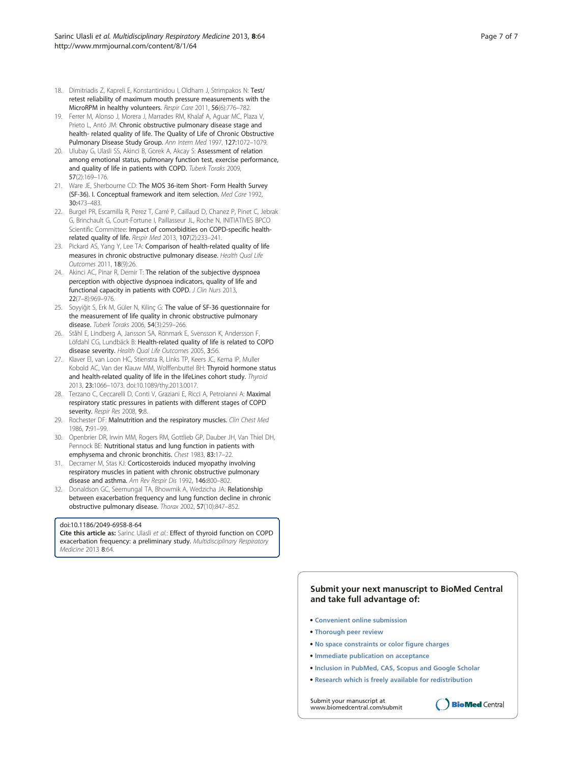18. Dimitriadis Z, Kapreli E, Konstantinidou I, Oldham J, Strimpakos N: **Test/retest reliability of maximum mouth pressure measurements with the MicroRPM in healthy volunteers.** *Respir Care* 2011, **56**(6):776–782.
19. Ferrer M, Alonso J, Morera J, Marrades RM, Khalaf A, Aguar MC, Plaza V, Prieto L, Antó JM: **Chronic obstructive pulmonary disease stage and health- related quality of life. The Quality of Life of Chronic Obstructive Pulmonary Disease Study Group.** *Ann Intern Med* 1997, **127**:1072–1079.
20. Ulubay G, Ulasli SS, Akinci B, Gorek A, Akcay S: **Assessment of relation among emotional status, pulmonary function test, exercise performance, and quality of life in patients with COPD.** *Tuberk Toraks* 2009, **57**(2):169–176.
21. Ware JE, Sherbourne CD: **The MOS 36-item Short- Form Health Survey (SF-36). I. Conceptual framework and item selection.** *Med Care* 1992, **30**:473–483.
22. Burgel PR, Escamilla R, Perez T, Carré P, Caillaud D, Chanez P, Pinet C, Jebrak G, Brinchault G, Court-Fortune I, Paillasseur JL, Roche N, INITIATIVES BPCO Scientific Committee: **Impact of comorbidities on COPD-specific health-related quality of life.** *Respir Med* 2013, **107**(2):233–241.
23. Pickard AS, Yang Y, Lee TA: **Comparison of health-related quality of life measures in chronic obstructive pulmonary disease.** *Health Qual Life Outcomes* 2011, **18**(9):26.
24. Akinci AC, Pinar R, Demir T: **The relation of the subjective dyspnoea perception with objective dyspnoea indicators, quality of life and functional capacity in patients with COPD.** *J Clin Nurs* 2013, **22**(7–8):969–976.
25. Soyyiğit S, Erk M, Güler N, Kilinç G: **The value of SF-36 questionnaire for the measurement of life quality in chronic obstructive pulmonary disease.** *Tuberk Toraks* 2006, **54**(3):259–266.
26. Ståhl E, Lindberg A, Jansson SA, Rönmark E, Svensson K, Andersson F, Löfdahl CG, Lundbäck B: **Health-related quality of life is related to COPD disease severity.** *Health Qual Life Outcomes* 2005, **3**:56.
27. Klaver EI, van Loon HC, Stienstra R, Links TP, Keers JC, Kema IP, Muller Kobold AC, Van der Klauw MM, Wolffenbuttel BH: **Thyroid hormone status and health-related quality of life in the lifeLines cohort study.** *Thyroid* 2013, **23**:1066–1073. doi:10.1089/thy.2013.0017.
28. Terzano C, Ceccarelli D, Conti V, Graziani E, Ricci A, Petroianni A: **Maximal respiratory static pressures in patients with different stages of COPD severity.** *Respir Res* 2008, **9**:8.
29. Rochester DF: **Malnutrition and the respiratory muscles.** *Clin Chest Med* 1986, **7**:91–99.
30. Openbrier DR, Irwin MM, Rogers RM, Gottlieb GP, Dauber JH, Van Thiel DH, Pennock BE: **Nutritional status and lung function in patients with emphysema and chronic bronchitis.** *Chest* 1983, **83**:17–22.
31. Decramer M, Stas KJ: **Corticosteroids induced myopathy involving respiratory muscles in patient with chronic obstructive pulmonary disease and asthma.** *Am Rev Respir Dis* 1992, **146**:800–802.
32. Donaldson GC, Seemungal TA, Bhowmik A, Wedzicha JA: **Relationship between exacerbation frequency and lung function decline in chronic obstructive pulmonary disease.** *Thorax* 2002, **57**(10):847–852.

doi:10.1186/2049-6958-8-64

**Cite this article as:** Sarinc Ulasli *et al.*: Effect of thyroid function on COPD exacerbation frequency: a preliminary study. *Multidisciplinary Respiratory Medicine* 2013 **8**:64.

**Submit your next manuscript to BioMed Central and take full advantage of:**

- **Convenient online submission**
- **Thorough peer review**
- **No space constraints or color figure charges**
- **Immediate publication on acceptance**
- **Inclusion in PubMed, CAS, Scopus and Google Scholar**
- **Research which is freely available for redistribution**

Submit your manuscript at
www.biomedcentral.com/submit

BioMed Central